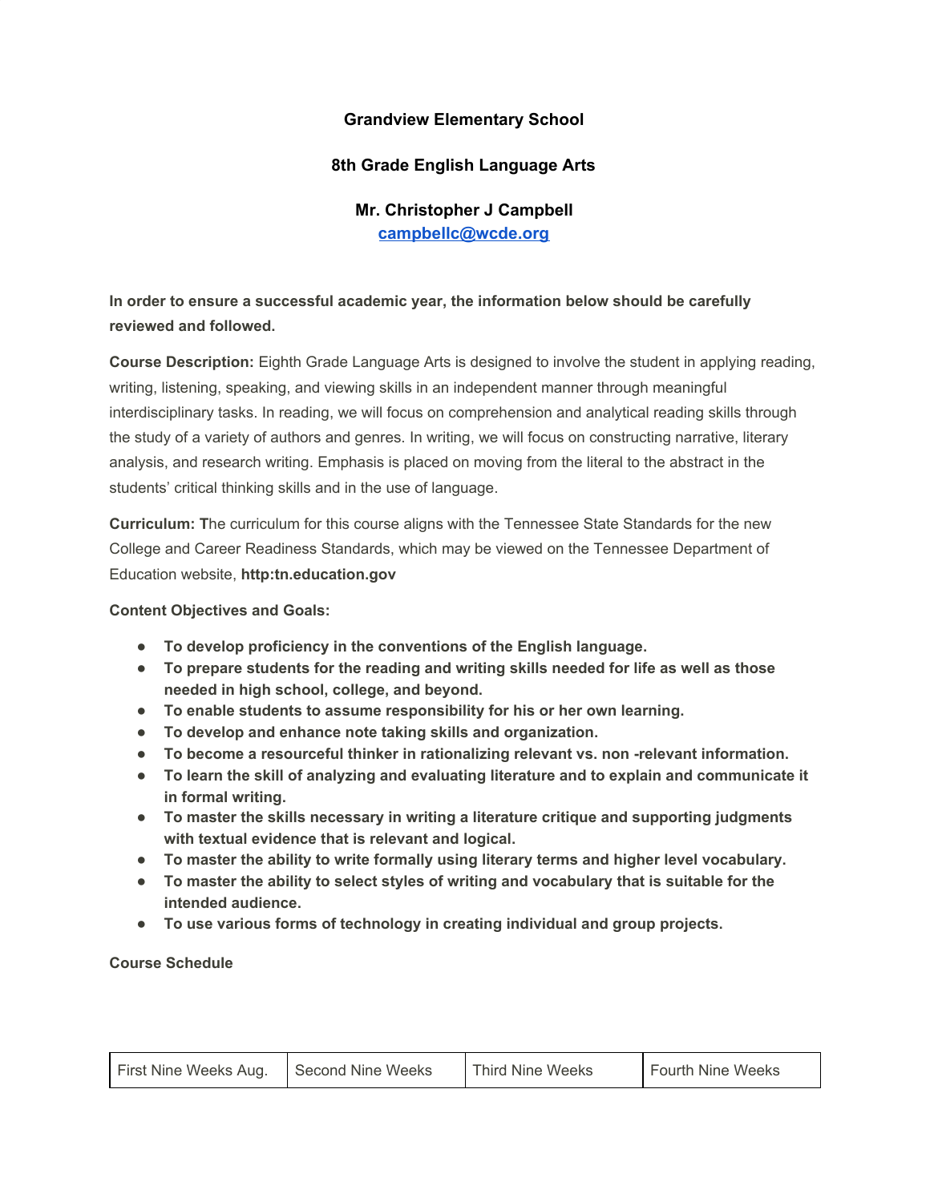**Grandview Elementary School**

**8th Grade English Language Arts**

**Mr. Christopher J Campbell**
**[campbellc@wcde.org](mailto:campbellc@wcde.org)**

**In order to ensure a successful academic year, the information below should be carefully reviewed and followed.**

**Course Description:** Eighth Grade Language Arts is designed to involve the student in applying reading, writing, listening, speaking, and viewing skills in an independent manner through meaningful interdisciplinary tasks. In reading, we will focus on comprehension and analytical reading skills through the study of a variety of authors and genres. In writing, we will focus on constructing narrative, literary analysis, and research writing. Emphasis is placed on moving from the literal to the abstract in the students' critical thinking skills and in the use of language.

**Curriculum: T**he curriculum for this course aligns with the Tennessee State Standards for the new College and Career Readiness Standards, which may be viewed on the Tennessee Department of Education website, **http:tn.education.gov**

**Content Objectives and Goals:**

- **To develop proficiency in the conventions of the English language.**
- **To prepare students for the reading and writing skills needed for life as well as those needed in high school, college, and beyond.**
- **To enable students to assume responsibility for his or her own learning.**
- **To develop and enhance note taking skills and organization.**
- **To become a resourceful thinker in rationalizing relevant vs. non -relevant information.**
- **To learn the skill of analyzing and evaluating literature and to explain and communicate it in formal writing.**
- **To master the skills necessary in writing a literature critique and supporting judgments with textual evidence that is relevant and logical.**
- **To master the ability to write formally using literary terms and higher level vocabulary.**
- **To master the ability to select styles of writing and vocabulary that is suitable for the intended audience.**
- **To use various forms of technology in creating individual and group projects.**

**Course Schedule**

| First Nine Weeks Aug. | Second Nine Weeks | Third Nine Weeks | Fourth Nine Weeks |
| --- | --- | --- | --- |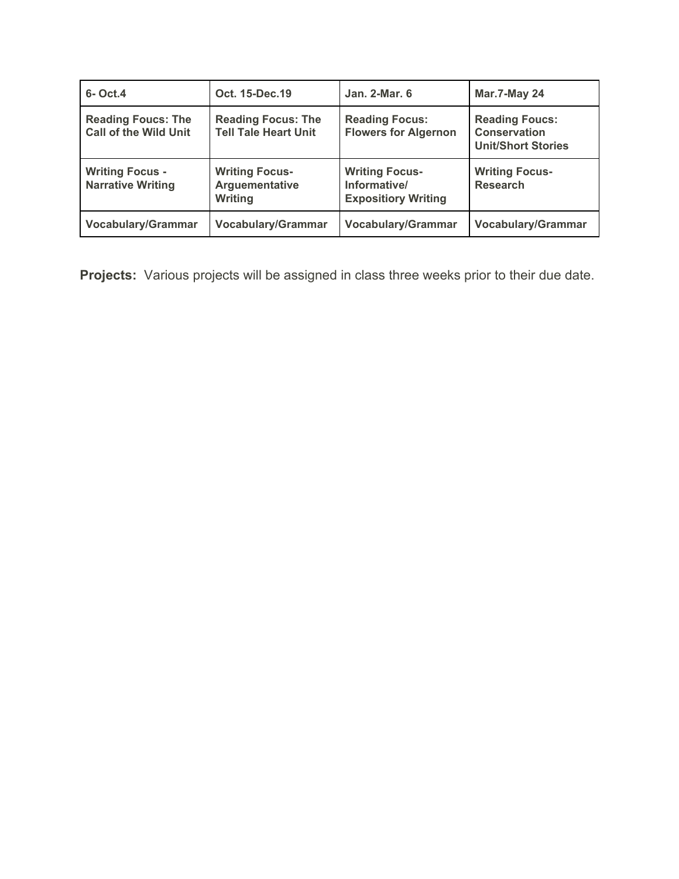| 6- Oct.4 | Oct. 15-Dec.19 | Jan. 2-Mar. 6 | Mar.7-May 24 |
|---|---|---|---|
| **Reading Foucs: The Call of the Wild Unit** | **Reading Focus: The Tell Tale Heart Unit** | **Reading Focus: Flowers for Algernon** | **Reading Foucs: Conservation Unit/Short Stories** |
| **Writing Focus - Narrative Writing** | **Writing Focus- Arguementative Writing** | **Writing Focus- Informative/ Expositiory Writing** | **Writing Focus- Research** |
| **Vocabulary/Grammar** | **Vocabulary/Grammar** | **Vocabulary/Grammar** | **Vocabulary/Grammar** |

**Projects:** Various projects will be assigned in class three weeks prior to their due date.